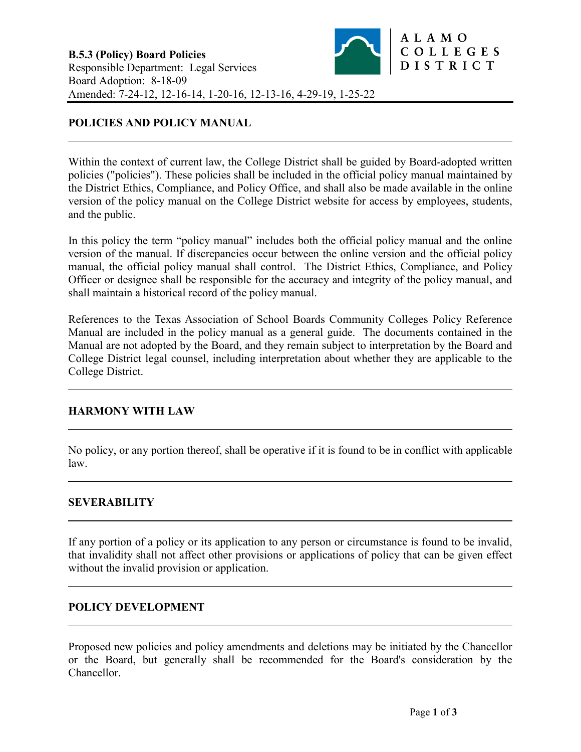**B.5.3 (Policy) Board Policies**
Responsible Department: Legal Services
Board Adoption: 8-18-09
Amended: 7-24-12, 12-16-14, 1-20-16, 12-13-16, 4-29-19, 1-25-22

ALAMO COLLEGES DISTRICT

## POLICIES AND POLICY MANUAL

Within the context of current law, the College District shall be guided by Board-adopted written policies ("policies"). These policies shall be included in the official policy manual maintained by the District Ethics, Compliance, and Policy Office, and shall also be made available in the online version of the policy manual on the College District website for access by employees, students, and the public.

In this policy the term "policy manual" includes both the official policy manual and the online version of the manual. If discrepancies occur between the online version and the official policy manual, the official policy manual shall control. The District Ethics, Compliance, and Policy Officer or designee shall be responsible for the accuracy and integrity of the policy manual, and shall maintain a historical record of the policy manual.

References to the Texas Association of School Boards Community Colleges Policy Reference Manual are included in the policy manual as a general guide. The documents contained in the Manual are not adopted by the Board, and they remain subject to interpretation by the Board and College District legal counsel, including interpretation about whether they are applicable to the College District.

## HARMONY WITH LAW

No policy, or any portion thereof, shall be operative if it is found to be in conflict with applicable law.

## SEVERABILITY

If any portion of a policy or its application to any person or circumstance is found to be invalid, that invalidity shall not affect other provisions or applications of policy that can be given effect without the invalid provision or application.

## POLICY DEVELOPMENT

Proposed new policies and policy amendments and deletions may be initiated by the Chancellor or the Board, but generally shall be recommended for the Board's consideration by the Chancellor.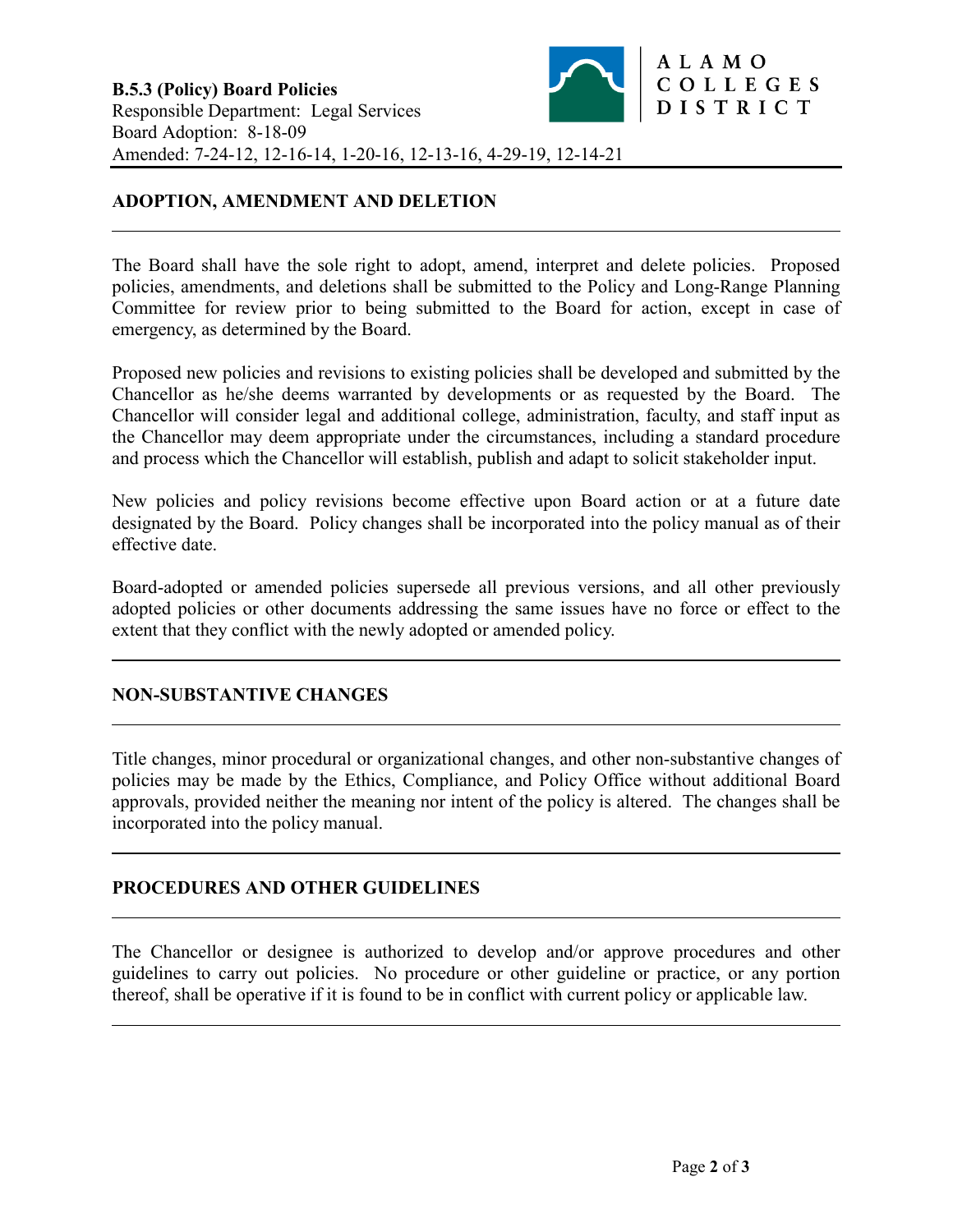**B.5.3 (Policy) Board Policies**
Responsible Department: Legal Services
Board Adoption: 8-18-09
Amended: 7-24-12, 12-16-14, 1-20-16, 12-13-16, 4-29-19, 12-14-21

## ADOPTION, AMENDMENT AND DELETION

The Board shall have the sole right to adopt, amend, interpret and delete policies. Proposed policies, amendments, and deletions shall be submitted to the Policy and Long-Range Planning Committee for review prior to being submitted to the Board for action, except in case of emergency, as determined by the Board.

Proposed new policies and revisions to existing policies shall be developed and submitted by the Chancellor as he/she deems warranted by developments or as requested by the Board. The Chancellor will consider legal and additional college, administration, faculty, and staff input as the Chancellor may deem appropriate under the circumstances, including a standard procedure and process which the Chancellor will establish, publish and adapt to solicit stakeholder input.

New policies and policy revisions become effective upon Board action or at a future date designated by the Board. Policy changes shall be incorporated into the policy manual as of their effective date.

Board-adopted or amended policies supersede all previous versions, and all other previously adopted policies or other documents addressing the same issues have no force or effect to the extent that they conflict with the newly adopted or amended policy.

## NON-SUBSTANTIVE CHANGES

Title changes, minor procedural or organizational changes, and other non-substantive changes of policies may be made by the Ethics, Compliance, and Policy Office without additional Board approvals, provided neither the meaning nor intent of the policy is altered. The changes shall be incorporated into the policy manual.

## PROCEDURES AND OTHER GUIDELINES

The Chancellor or designee is authorized to develop and/or approve procedures and other guidelines to carry out policies. No procedure or other guideline or practice, or any portion thereof, shall be operative if it is found to be in conflict with current policy or applicable law.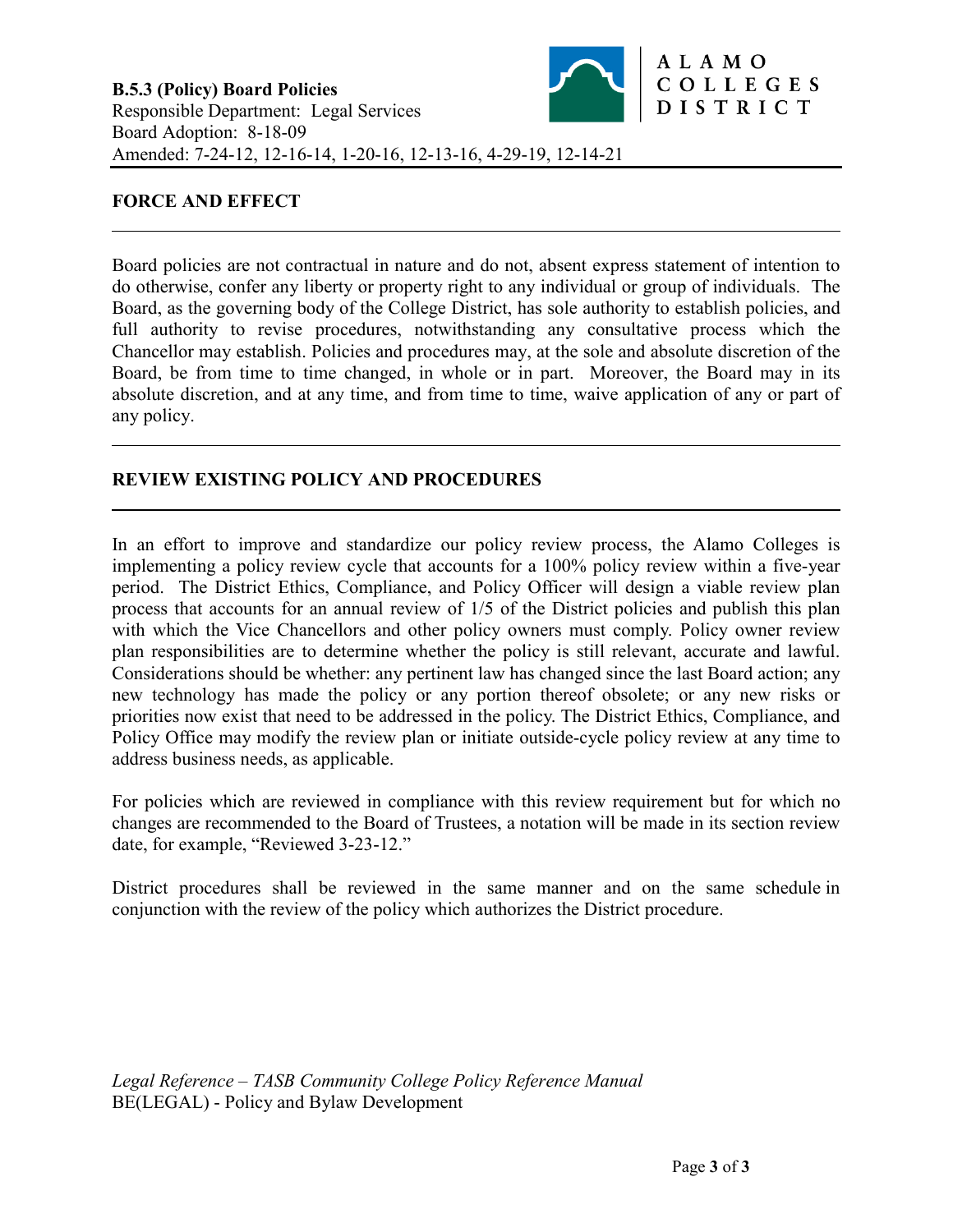**B.5.3 (Policy) Board Policies**
Responsible Department: Legal Services
Board Adoption: 8-18-09
Amended: 7-24-12, 12-16-14, 1-20-16, 12-13-16, 4-29-19, 12-14-21

## FORCE AND EFFECT

Board policies are not contractual in nature and do not, absent express statement of intention to do otherwise, confer any liberty or property right to any individual or group of individuals. The Board, as the governing body of the College District, has sole authority to establish policies, and full authority to revise procedures, notwithstanding any consultative process which the Chancellor may establish. Policies and procedures may, at the sole and absolute discretion of the Board, be from time to time changed, in whole or in part. Moreover, the Board may in its absolute discretion, and at any time, and from time to time, waive application of any or part of any policy.

## REVIEW EXISTING POLICY AND PROCEDURES

In an effort to improve and standardize our policy review process, the Alamo Colleges is implementing a policy review cycle that accounts for a 100% policy review within a five-year period. The District Ethics, Compliance, and Policy Officer will design a viable review plan process that accounts for an annual review of 1/5 of the District policies and publish this plan with which the Vice Chancellors and other policy owners must comply. Policy owner review plan responsibilities are to determine whether the policy is still relevant, accurate and lawful. Considerations should be whether: any pertinent law has changed since the last Board action; any new technology has made the policy or any portion thereof obsolete; or any new risks or priorities now exist that need to be addressed in the policy. The District Ethics, Compliance, and Policy Office may modify the review plan or initiate outside-cycle policy review at any time to address business needs, as applicable.

For policies which are reviewed in compliance with this review requirement but for which no changes are recommended to the Board of Trustees, a notation will be made in its section review date, for example, "Reviewed 3-23-12."

District procedures shall be reviewed in the same manner and on the same schedule in conjunction with the review of the policy which authorizes the District procedure.

*Legal Reference – TASB Community College Policy Reference Manual*
BE(LEGAL) - Policy and Bylaw Development